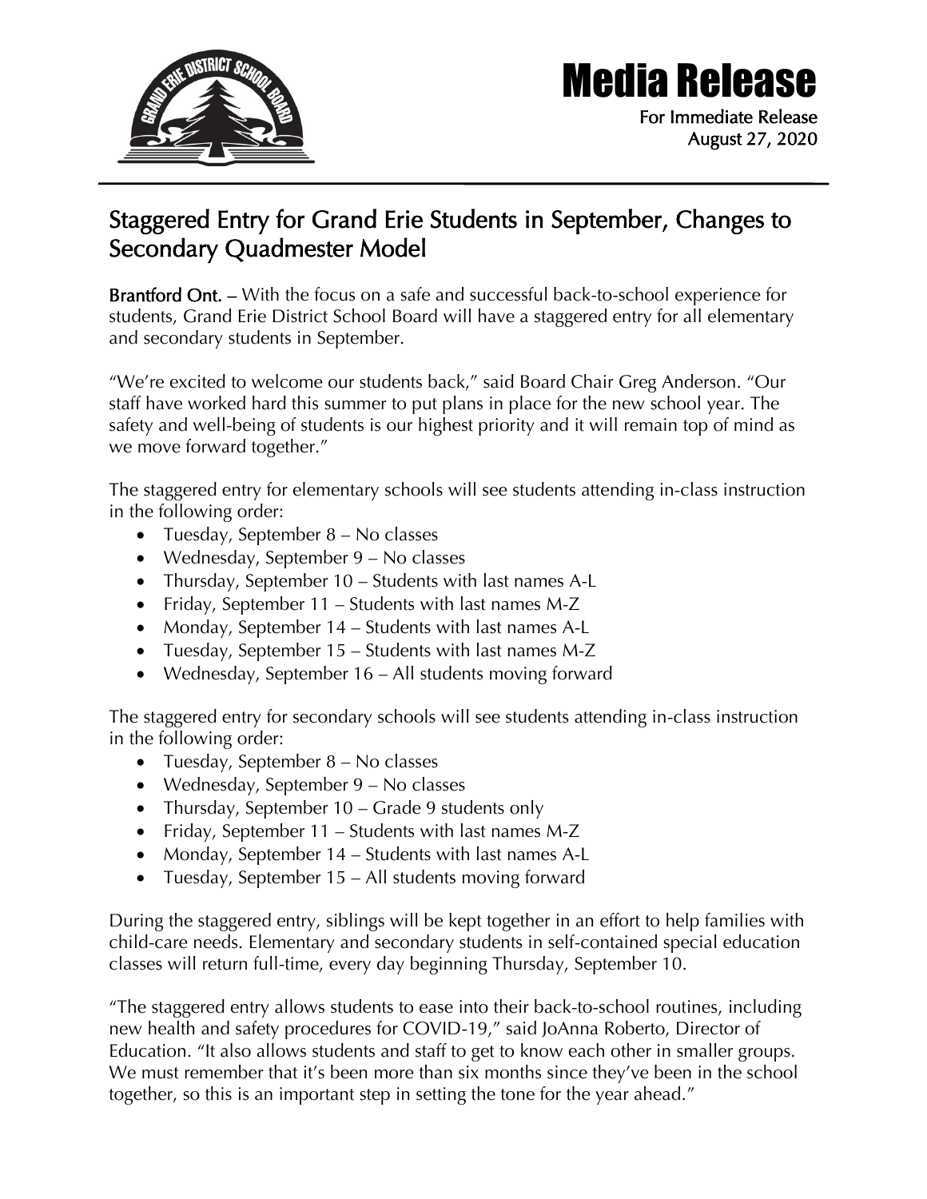# Media Release

For Immediate Release
August 27, 2020

## Staggered Entry for Grand Erie Students in September, Changes to Secondary Quadmester Model

**Brantford Ont.** – With the focus on a safe and successful back-to-school experience for students, Grand Erie District School Board will have a staggered entry for all elementary and secondary students in September.

"We're excited to welcome our students back," said Board Chair Greg Anderson. "Our staff have worked hard this summer to put plans in place for the new school year. The safety and well-being of students is our highest priority and it will remain top of mind as we move forward together."

The staggered entry for elementary schools will see students attending in-class instruction in the following order:

- Tuesday, September 8 – No classes
- Wednesday, September 9 – No classes
- Thursday, September 10 – Students with last names A-L
- Friday, September 11 – Students with last names M-Z
- Monday, September 14 – Students with last names A-L
- Tuesday, September 15 – Students with last names M-Z
- Wednesday, September 16 – All students moving forward

The staggered entry for secondary schools will see students attending in-class instruction in the following order:

- Tuesday, September 8 – No classes
- Wednesday, September 9 – No classes
- Thursday, September 10 – Grade 9 students only
- Friday, September 11 – Students with last names M-Z
- Monday, September 14 – Students with last names A-L
- Tuesday, September 15 – All students moving forward

During the staggered entry, siblings will be kept together in an effort to help families with child-care needs. Elementary and secondary students in self-contained special education classes will return full-time, every day beginning Thursday, September 10.

"The staggered entry allows students to ease into their back-to-school routines, including new health and safety procedures for COVID-19," said JoAnna Roberto, Director of Education. "It also allows students and staff to get to know each other in smaller groups. We must remember that it's been more than six months since they've been in the school together, so this is an important step in setting the tone for the year ahead."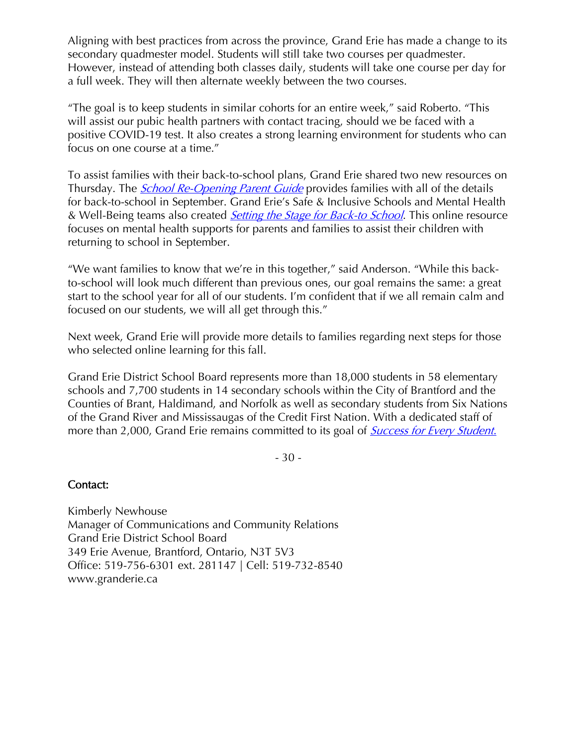Aligning with best practices from across the province, Grand Erie has made a change to its secondary quadmester model. Students will still take two courses per quadmester. However, instead of attending both classes daily, students will take one course per day for a full week. They will then alternate weekly between the two courses.

“The goal is to keep students in similar cohorts for an entire week,” said Roberto. “This will assist our pubic health partners with contact tracing, should we be faced with a positive COVID-19 test. It also creates a strong learning environment for students who can focus on one course at a time.”

To assist families with their back-to-school plans, Grand Erie shared two new resources on Thursday. The *School Re-Opening Parent Guide* provides families with all of the details for back-to-school in September. Grand Erie’s Safe & Inclusive Schools and Mental Health & Well-Being teams also created *Setting the Stage for Back-to School*. This online resource focuses on mental health supports for parents and families to assist their children with returning to school in September.

“We want families to know that we’re in this together,” said Anderson. “While this back-to-school will look much different than previous ones, our goal remains the same: a great start to the school year for all of our students. I’m confident that if we all remain calm and focused on our students, we will all get through this.”

Next week, Grand Erie will provide more details to families regarding next steps for those who selected online learning for this fall.

Grand Erie District School Board represents more than 18,000 students in 58 elementary schools and 7,700 students in 14 secondary schools within the City of Brantford and the Counties of Brant, Haldimand, and Norfolk as well as secondary students from Six Nations of the Grand River and Mississaugas of the Credit First Nation. With a dedicated staff of more than 2,000, Grand Erie remains committed to its goal of *Success for Every Student.*

- 30 -

## Contact:

Kimberly Newhouse
Manager of Communications and Community Relations
Grand Erie District School Board
349 Erie Avenue, Brantford, Ontario, N3T 5V3
Office: 519-756-6301 ext. 281147 | Cell: 519-732-8540
www.granderie.ca